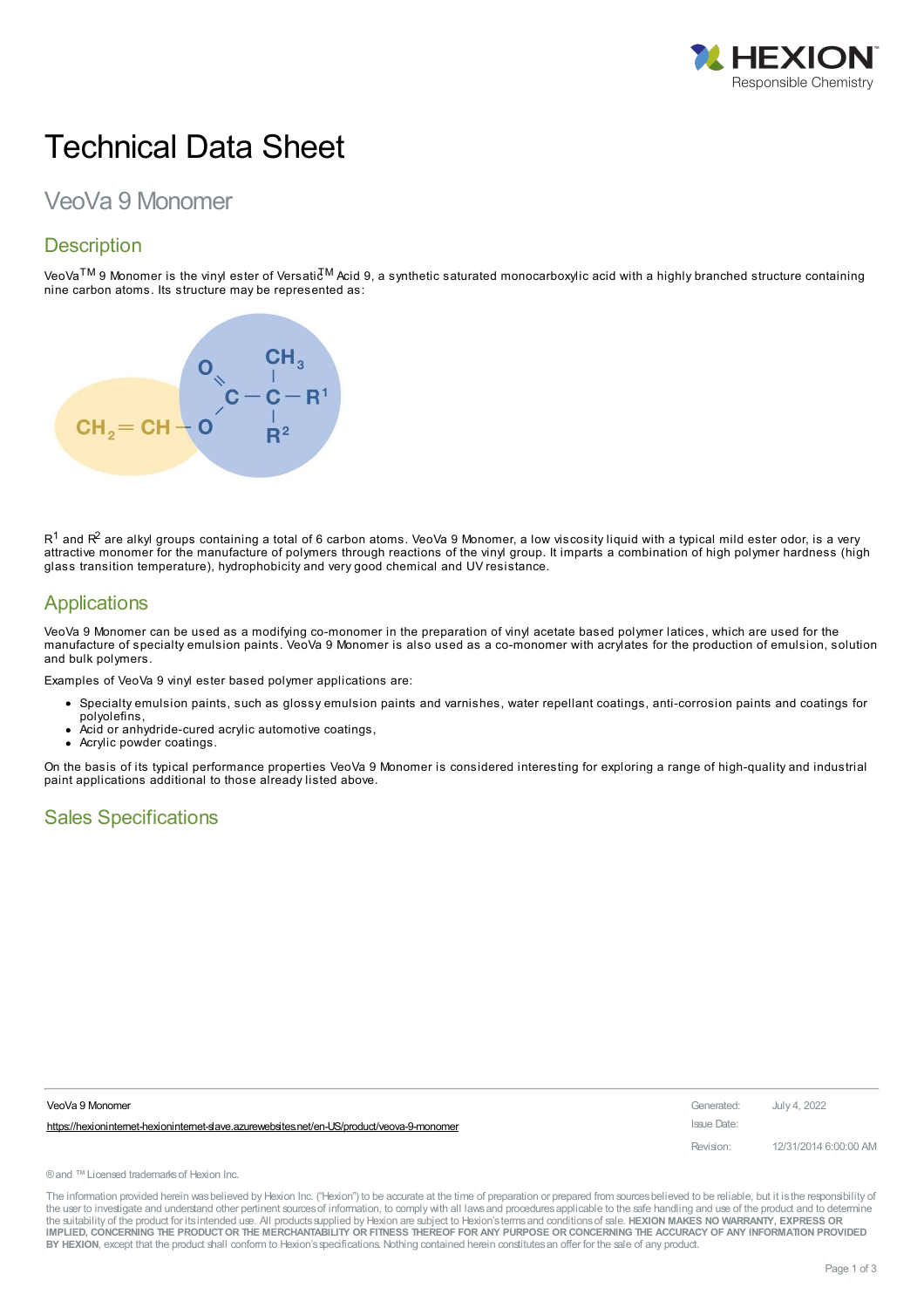# Technical Data Sheet

## VeoVa 9 Monomer

## Description

VeoVa™ 9 Monomer is the vinyl ester of Versatic™ Acid 9, a synthetic saturated monocarboxylic acid with a highly branched structure containing nine carbon atoms. Its structure may be represented as:

$$CH_2{=}CH{-}O{-}C({=}O){-}C(CH_3)(R^1)(R^2)$$

$R^1$ and $R^2$ are alkyl groups containing a total of 6 carbon atoms. VeoVa 9 Monomer, a low viscosity liquid with a typical mild ester odor, is a very attractive monomer for the manufacture of polymers through reactions of the vinyl group. It imparts a combination of high polymer hardness (high glass transition temperature), hydrophobicity and very good chemical and UV resistance.

## Applications

VeoVa 9 Monomer can be used as a modifying co-monomer in the preparation of vinyl acetate based polymer latices, which are used for the manufacture of specialty emulsion paints. VeoVa 9 Monomer is also used as a co-monomer with acrylates for the production of emulsion, solution and bulk polymers.

Examples of VeoVa 9 vinyl ester based polymer applications are:

- Specialty emulsion paints, such as glossy emulsion paints and varnishes, water repellant coatings, anti-corrosion paints and coatings for polyolefins,
- Acid or anhydride-cured acrylic automotive coatings,
- Acrylic powder coatings.

On the basis of its typical performance properties VeoVa 9 Monomer is considered interesting for exploring a range of high-quality and industrial paint applications additional to those already listed above.

## Sales Specifications

VeoVa 9 Monomer

https://hexioninternet-hexioninternet-slave.azurewebsites.net/en-US/product/veova-9-monomer

Generated: July 4, 2022

Issue Date:

Revision: 12/31/2014 6:00:00 AM

® and ™ Licensed trademarks of Hexion Inc.

The information provided herein was believed by Hexion Inc. ("Hexion") to be accurate at the time of preparation or prepared from sources believed to be reliable, but it is the responsibility of the user to investigate and understand other pertinent sources of information, to comply with all laws and procedures applicable to the safe handling and use of the product and to determine the suitability of the product for its intended use. All products supplied by Hexion are subject to Hexion's terms and conditions of sale. **HEXION MAKES NO WARRANTY, EXPRESS OR IMPLIED, CONCERNING THE PRODUCT OR THE MERCHANTABILITY OR FITNESS THEREOF FOR ANY PURPOSE OR CONCERNING THE ACCURACY OF ANY INFORMATION PROVIDED BY HEXION**, except that the product shall conform to Hexion's specifications. Nothing contained herein constitutes an offer for the sale of any product.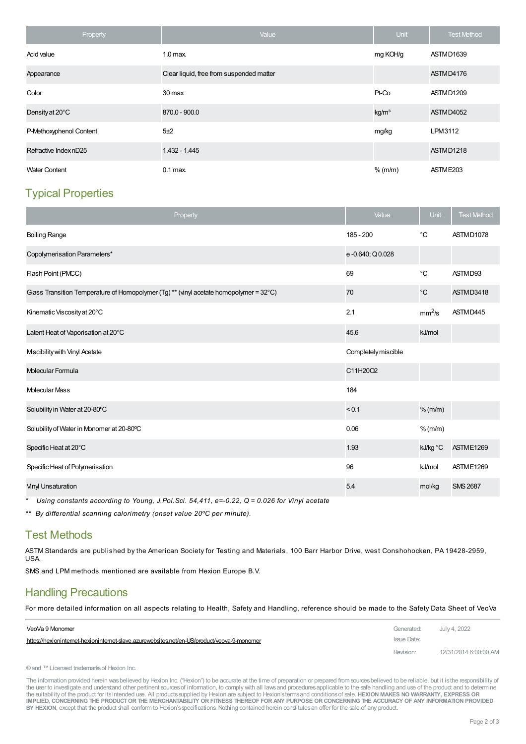| Property | Value | Unit | Test Method |
|---|---|---|---|
| Acid value | 1.0 max. | mg KOH/g | ASTM D1639 |
| Appearance | Clear liquid, free from suspended matter | | ASTM D4176 |
| Color | 30 max. | Pt-Co | ASTM D1209 |
| Density at 20°C | 870.0 - 900.0 | kg/m³ | ASTM D4052 |
| P-Methoxyphenol Content | 5±2 | mg/kg | LPM 3112 |
| Refractive Index nD25 | 1.432 - 1.445 | | ASTM D1218 |
| Water Content | 0.1 max. | % (m/m) | ASTM E203 |

## Typical Properties

| Property | Value | Unit | Test Method |
|---|---|---|---|
| Boiling Range | 185 - 200 | °C | ASTM D1078 |
| Copolymerisation Parameters* | e -0.640; Q 0.028 | | |
| Flash Point (PMCC) | 69 | °C | ASTM D93 |
| Glass Transition Temperature of Homopolymer (Tg) ** (vinyl acetate homopolymer = 32°C) | 70 | °C | ASTM D3418 |
| Kinematic Viscosity at 20°C | 2.1 | $mm^2/s$ | ASTM D445 |
| Latent Heat of Vaporisation at 20°C | 45.6 | kJ/mol | |
| Miscibility with Vinyl Acetate | Completely miscible | | |
| Molecular Formula | $C_{11}H_{20}O_2$ | | |
| Molecular Mass | 184 | | |
| Solubility in Water at 20-80ºC | < 0.1 | % (m/m) | |
| Solubility of Water in Monomer at 20-80ºC | 0.06 | % (m/m) | |
| Specific Heat at 20°C | 1.93 | kJ/kg °C | ASTM E1269 |
| Specific Heat of Polymerisation | 96 | kJ/mol | ASTM E1269 |
| Vinyl Unsaturation | 5.4 | mol/kg | SMS 2687 |

\* *Using constants according to Young, J.Pol.Sci. 54,411, e=-0.22, Q = 0.026 for Vinyl acetate*

\*\* *By differential scanning calorimetry (onset value 20ºC per minute).*

## Test Methods

ASTM Standards are published by the American Society for Testing and Materials, 100 Barr Harbor Drive, west Conshohocken, PA 19428-2959, USA.

SMS and LPM methods mentioned are available from Hexion Europe B.V.

## Handling Precautions

For more detailed information on all aspects relating to Health, Safety and Handling, reference should be made to the Safety Data Sheet of VeoVa

VeoVa 9 Monomer
https://hexioninternet-hexioninternet-slave.azurewebsites.net/en-US/product/veova-9-monomer

Generated: July 4, 2022
Issue Date:
Revision: 12/31/2014 6:00:00 AM

® and ™ Licensed trademarks of Hexion Inc.

The information provided herein was believed by Hexion Inc. ("Hexion") to be accurate at the time of preparation or prepared from sources believed to be reliable, but it is the responsibility of the user to investigate and understand other pertinent sources of information, to comply with all laws and procedures applicable to the safe handling and use of the product and to determine the suitability of the product for its intended use. All products supplied by Hexion are subject to Hexion's terms and conditions of sale. **HEXION MAKES NO WARRANTY, EXPRESS OR IMPLIED, CONCERNING THE PRODUCT OR THE MERCHANTABILITY OR FITNESS THEREOF FOR ANY PURPOSE OR CONCERNING THE ACCURACY OF ANY INFORMATION PROVIDED BY HEXION**, except that the product shall conform to Hexion's specifications. Nothing contained herein constitutes an offer for the sale of any product.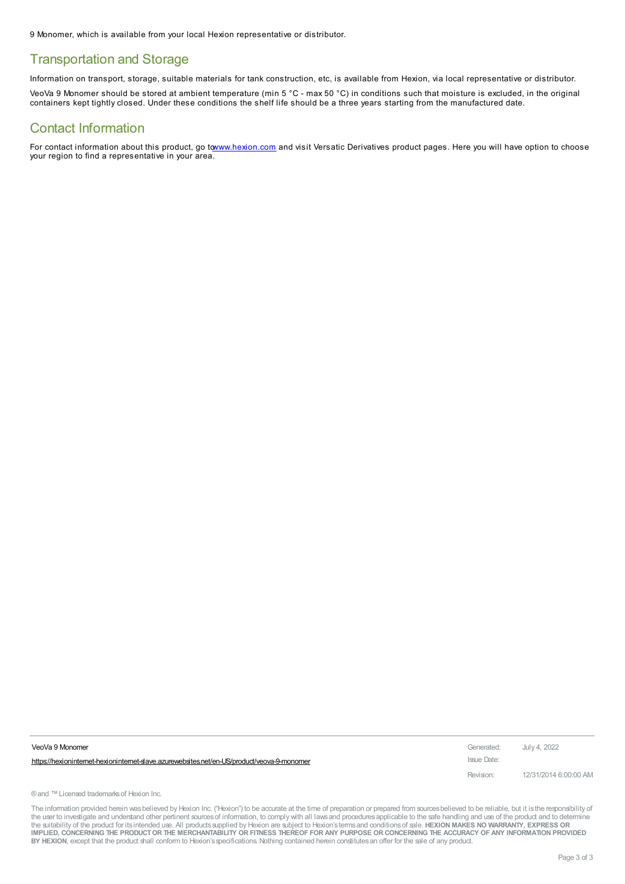9 Monomer, which is available from your local Hexion representative or distributor.

## Transportation and Storage

Information on transport, storage, suitable materials for tank construction, etc, is available from Hexion, via local representative or distributor.

VeoVa 9 Monomer should be stored at ambient temperature (min 5 °C - max 50 °C) in conditions such that moisture is excluded, in the original containers kept tightly closed. Under these conditions the shelf life should be a three years starting from the manufactured date.

## Contact Information

For contact information about this product, go to www.hexion.com and visit Versatic Derivatives product pages. Here you will have option to choose your region to find a representative in your area.

VeoVa 9 Monomer

https://hexioninternet-hexioninternet-slave.azurewebsites.net/en-US/product/veova-9-monomer

Generated: July 4, 2022

Issue Date:

Revision: 12/31/2014 6:00:00 AM

® and ™ Licensed trademarks of Hexion Inc.

The information provided herein was believed by Hexion Inc. ("Hexion") to be accurate at the time of preparation or prepared from sources believed to be reliable, but it is the responsibility of the user to investigate and understand other pertinent sources of information, to comply with all laws and procedures applicable to the safe handling and use of the product and to determine the suitability of the product for its intended use. All products supplied by Hexion are subject to Hexion's terms and conditions of sale. **HEXION MAKES NO WARRANTY, EXPRESS OR IMPLIED, CONCERNING THE PRODUCT OR THE MERCHANTABILITY OR FITNESS THEREOF FOR ANY PURPOSE OR CONCERNING THE ACCURACY OF ANY INFORMATION PROVIDED BY HEXION**, except that the product shall conform to Hexion's specifications. Nothing contained herein constitutes an offer for the sale of any product.